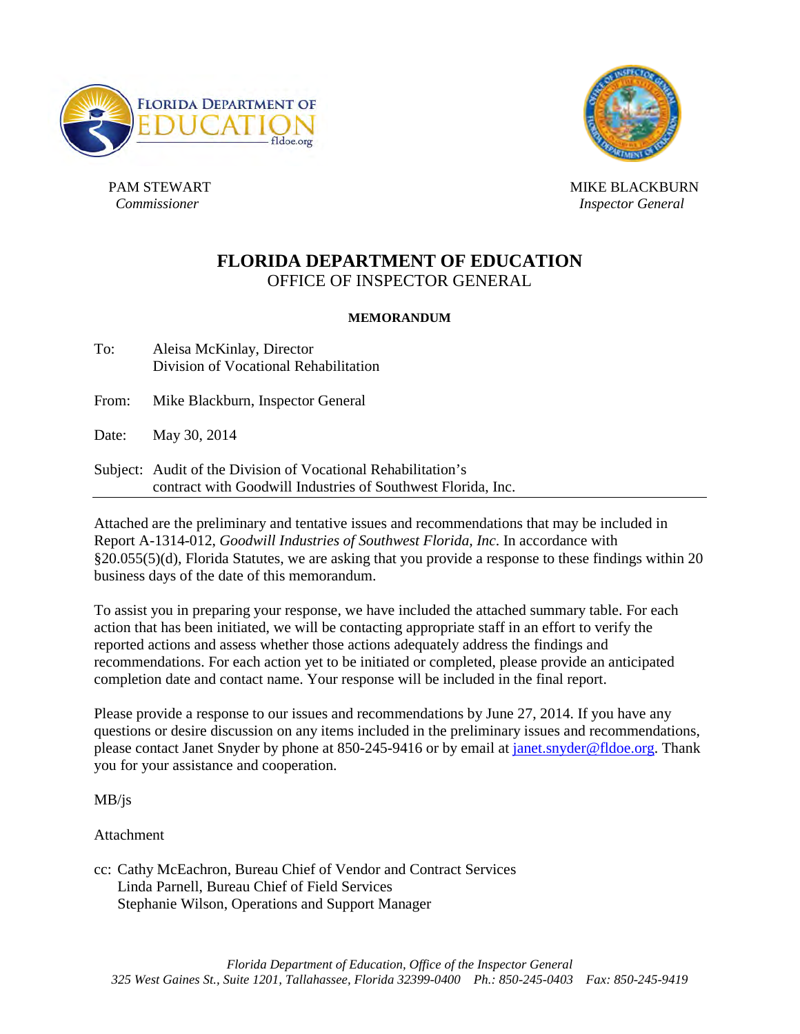PAM STEWART
*Commissioner*

MIKE BLACKBURN
*Inspector General*

# FLORIDA DEPARTMENT OF EDUCATION
## OFFICE OF INSPECTOR GENERAL

**MEMORANDUM**

To: Aleisa McKinlay, Director
Division of Vocational Rehabilitation

From: Mike Blackburn, Inspector General

Date: May 30, 2014

Subject: Audit of the Division of Vocational Rehabilitation's contract with Goodwill Industries of Southwest Florida, Inc.

---

Attached are the preliminary and tentative issues and recommendations that may be included in Report A-1314-012, *Goodwill Industries of Southwest Florida, Inc*. In accordance with §20.055(5)(d), Florida Statutes, we are asking that you provide a response to these findings within 20 business days of the date of this memorandum.

To assist you in preparing your response, we have included the attached summary table. For each action that has been initiated, we will be contacting appropriate staff in an effort to verify the reported actions and assess whether those actions adequately address the findings and recommendations. For each action yet to be initiated or completed, please provide an anticipated completion date and contact name. Your response will be included in the final report.

Please provide a response to our issues and recommendations by June 27, 2014. If you have any questions or desire discussion on any items included in the preliminary issues and recommendations, please contact Janet Snyder by phone at 850-245-9416 or by email at janet.snyder@fldoe.org. Thank you for your assistance and cooperation.

MB/js

Attachment

cc: Cathy McEachron, Bureau Chief of Vendor and Contract Services
Linda Parnell, Bureau Chief of Field Services
Stephanie Wilson, Operations and Support Manager

*Florida Department of Education, Office of the Inspector General*
*325 West Gaines St., Suite 1201, Tallahassee, Florida 32399-0400 Ph.: 850-245-0403 Fax: 850-245-9419*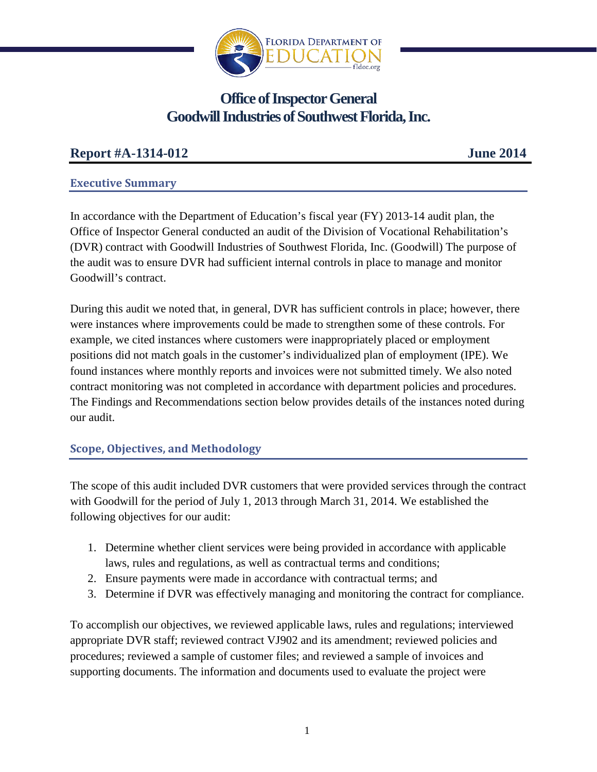# Office of Inspector General
# Goodwill Industries of Southwest Florida, Inc.

**Report #A-1314-012** **June 2014**

## Executive Summary

In accordance with the Department of Education's fiscal year (FY) 2013-14 audit plan, the Office of Inspector General conducted an audit of the Division of Vocational Rehabilitation's (DVR) contract with Goodwill Industries of Southwest Florida, Inc. (Goodwill) The purpose of the audit was to ensure DVR had sufficient internal controls in place to manage and monitor Goodwill's contract.

During this audit we noted that, in general, DVR has sufficient controls in place; however, there were instances where improvements could be made to strengthen some of these controls. For example, we cited instances where customers were inappropriately placed or employment positions did not match goals in the customer's individualized plan of employment (IPE). We found instances where monthly reports and invoices were not submitted timely. We also noted contract monitoring was not completed in accordance with department policies and procedures. The Findings and Recommendations section below provides details of the instances noted during our audit.

## Scope, Objectives, and Methodology

The scope of this audit included DVR customers that were provided services through the contract with Goodwill for the period of July 1, 2013 through March 31, 2014. We established the following objectives for our audit:

1. Determine whether client services were being provided in accordance with applicable laws, rules and regulations, as well as contractual terms and conditions;
2. Ensure payments were made in accordance with contractual terms; and
3. Determine if DVR was effectively managing and monitoring the contract for compliance.

To accomplish our objectives, we reviewed applicable laws, rules and regulations; interviewed appropriate DVR staff; reviewed contract VJ902 and its amendment; reviewed policies and procedures; reviewed a sample of customer files; and reviewed a sample of invoices and supporting documents. The information and documents used to evaluate the project were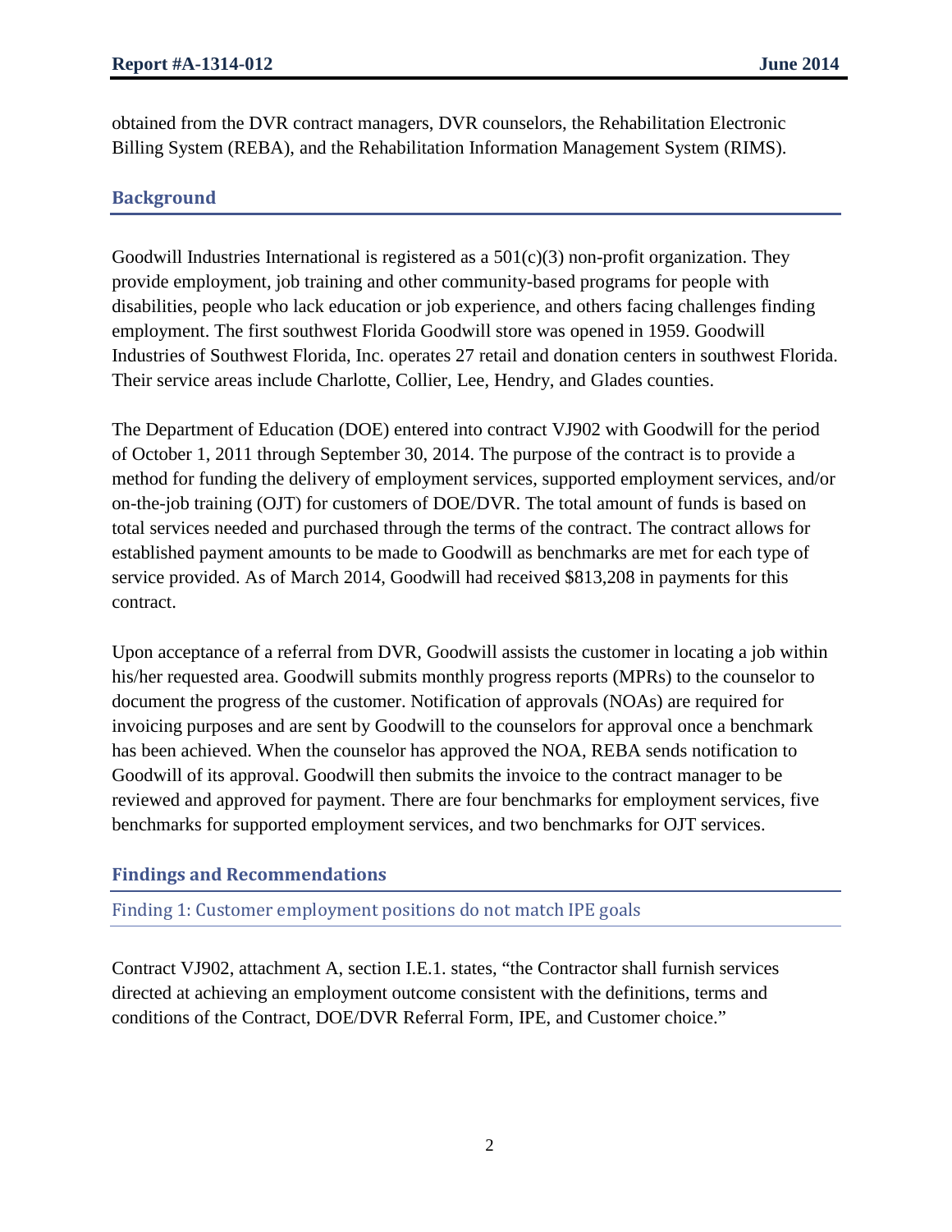obtained from the DVR contract managers, DVR counselors, the Rehabilitation Electronic Billing System (REBA), and the Rehabilitation Information Management System (RIMS).

## Background

Goodwill Industries International is registered as a 501(c)(3) non-profit organization. They provide employment, job training and other community-based programs for people with disabilities, people who lack education or job experience, and others facing challenges finding employment. The first southwest Florida Goodwill store was opened in 1959. Goodwill Industries of Southwest Florida, Inc. operates 27 retail and donation centers in southwest Florida. Their service areas include Charlotte, Collier, Lee, Hendry, and Glades counties.

The Department of Education (DOE) entered into contract VJ902 with Goodwill for the period of October 1, 2011 through September 30, 2014. The purpose of the contract is to provide a method for funding the delivery of employment services, supported employment services, and/or on-the-job training (OJT) for customers of DOE/DVR. The total amount of funds is based on total services needed and purchased through the terms of the contract. The contract allows for established payment amounts to be made to Goodwill as benchmarks are met for each type of service provided. As of March 2014, Goodwill had received $813,208 in payments for this contract.

Upon acceptance of a referral from DVR, Goodwill assists the customer in locating a job within his/her requested area. Goodwill submits monthly progress reports (MPRs) to the counselor to document the progress of the customer. Notification of approvals (NOAs) are required for invoicing purposes and are sent by Goodwill to the counselors for approval once a benchmark has been achieved. When the counselor has approved the NOA, REBA sends notification to Goodwill of its approval. Goodwill then submits the invoice to the contract manager to be reviewed and approved for payment. There are four benchmarks for employment services, five benchmarks for supported employment services, and two benchmarks for OJT services.

## Findings and Recommendations

### Finding 1: Customer employment positions do not match IPE goals

Contract VJ902, attachment A, section I.E.1. states, "the Contractor shall furnish services directed at achieving an employment outcome consistent with the definitions, terms and conditions of the Contract, DOE/DVR Referral Form, IPE, and Customer choice."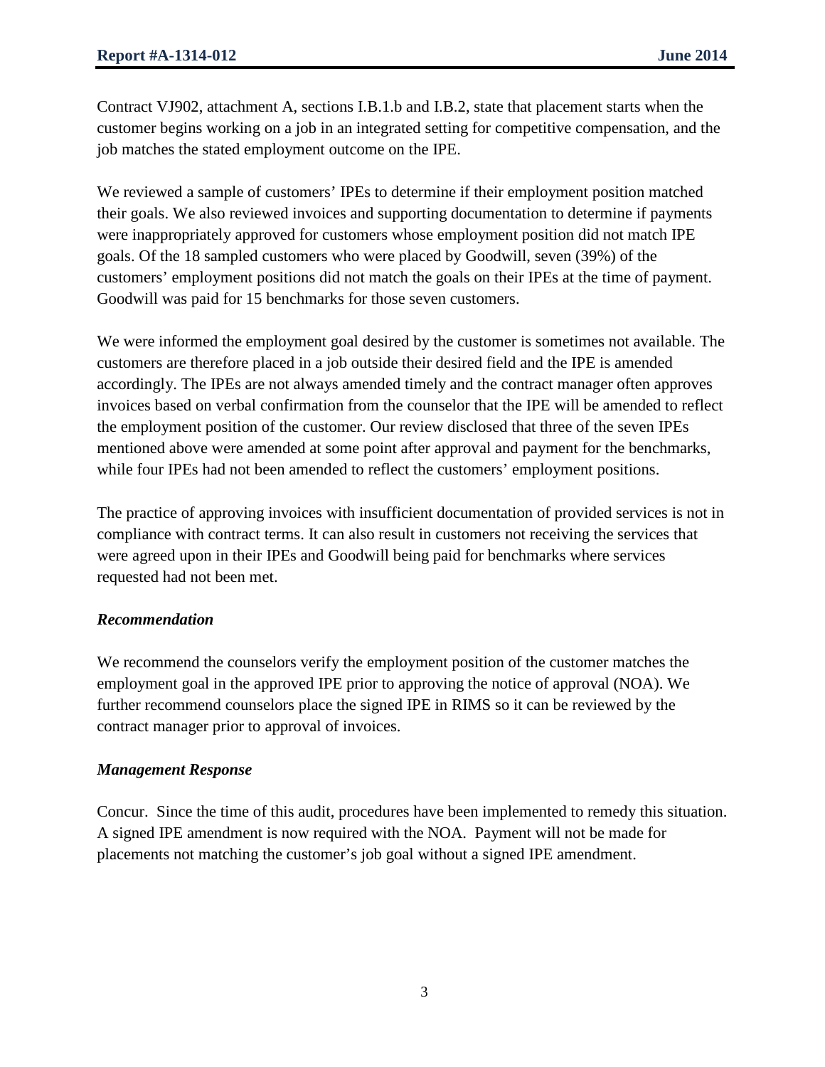Contract VJ902, attachment A, sections I.B.1.b and I.B.2, state that placement starts when the customer begins working on a job in an integrated setting for competitive compensation, and the job matches the stated employment outcome on the IPE.

We reviewed a sample of customers' IPEs to determine if their employment position matched their goals. We also reviewed invoices and supporting documentation to determine if payments were inappropriately approved for customers whose employment position did not match IPE goals. Of the 18 sampled customers who were placed by Goodwill, seven (39%) of the customers' employment positions did not match the goals on their IPEs at the time of payment. Goodwill was paid for 15 benchmarks for those seven customers.

We were informed the employment goal desired by the customer is sometimes not available. The customers are therefore placed in a job outside their desired field and the IPE is amended accordingly. The IPEs are not always amended timely and the contract manager often approves invoices based on verbal confirmation from the counselor that the IPE will be amended to reflect the employment position of the customer. Our review disclosed that three of the seven IPEs mentioned above were amended at some point after approval and payment for the benchmarks, while four IPEs had not been amended to reflect the customers' employment positions.

The practice of approving invoices with insufficient documentation of provided services is not in compliance with contract terms. It can also result in customers not receiving the services that were agreed upon in their IPEs and Goodwill being paid for benchmarks where services requested had not been met.

### *Recommendation*

We recommend the counselors verify the employment position of the customer matches the employment goal in the approved IPE prior to approving the notice of approval (NOA). We further recommend counselors place the signed IPE in RIMS so it can be reviewed by the contract manager prior to approval of invoices.

### *Management Response*

Concur. Since the time of this audit, procedures have been implemented to remedy this situation. A signed IPE amendment is now required with the NOA. Payment will not be made for placements not matching the customer's job goal without a signed IPE amendment.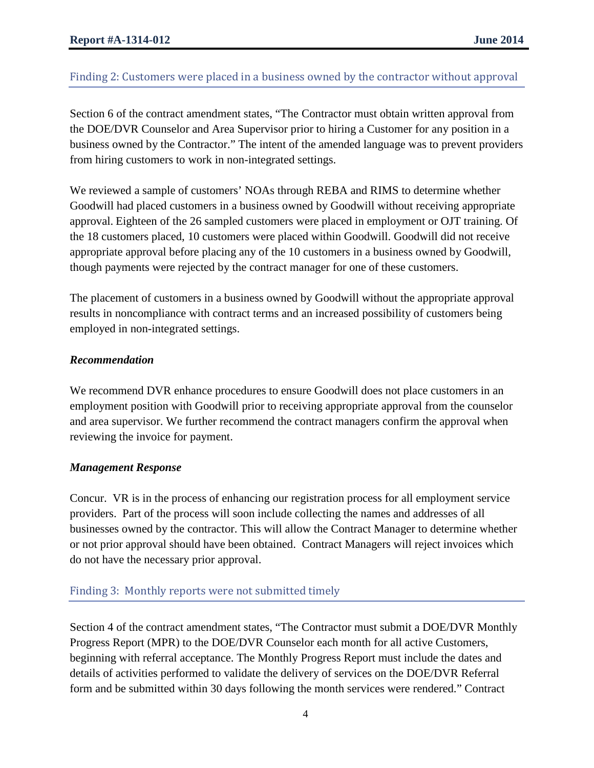## Finding 2: Customers were placed in a business owned by the contractor without approval

Section 6 of the contract amendment states, "The Contractor must obtain written approval from the DOE/DVR Counselor and Area Supervisor prior to hiring a Customer for any position in a business owned by the Contractor." The intent of the amended language was to prevent providers from hiring customers to work in non-integrated settings.

We reviewed a sample of customers' NOAs through REBA and RIMS to determine whether Goodwill had placed customers in a business owned by Goodwill without receiving appropriate approval. Eighteen of the 26 sampled customers were placed in employment or OJT training. Of the 18 customers placed, 10 customers were placed within Goodwill. Goodwill did not receive appropriate approval before placing any of the 10 customers in a business owned by Goodwill, though payments were rejected by the contract manager for one of these customers.

The placement of customers in a business owned by Goodwill without the appropriate approval results in noncompliance with contract terms and an increased possibility of customers being employed in non-integrated settings.

### *Recommendation*

We recommend DVR enhance procedures to ensure Goodwill does not place customers in an employment position with Goodwill prior to receiving appropriate approval from the counselor and area supervisor. We further recommend the contract managers confirm the approval when reviewing the invoice for payment.

### *Management Response*

Concur. VR is in the process of enhancing our registration process for all employment service providers. Part of the process will soon include collecting the names and addresses of all businesses owned by the contractor. This will allow the Contract Manager to determine whether or not prior approval should have been obtained. Contract Managers will reject invoices which do not have the necessary prior approval.

## Finding 3: Monthly reports were not submitted timely

Section 4 of the contract amendment states, "The Contractor must submit a DOE/DVR Monthly Progress Report (MPR) to the DOE/DVR Counselor each month for all active Customers, beginning with referral acceptance. The Monthly Progress Report must include the dates and details of activities performed to validate the delivery of services on the DOE/DVR Referral form and be submitted within 30 days following the month services were rendered." Contract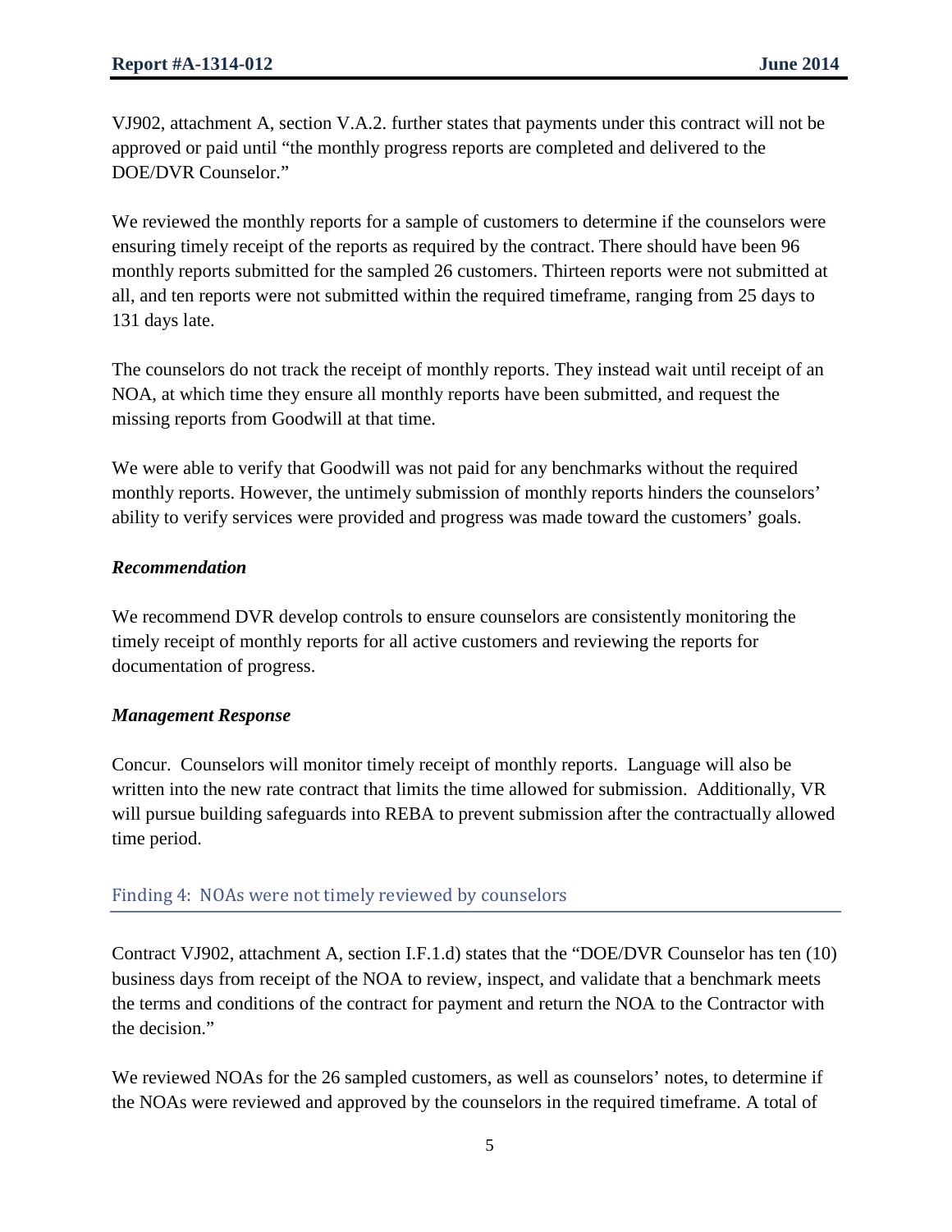VJ902, attachment A, section V.A.2. further states that payments under this contract will not be approved or paid until "the monthly progress reports are completed and delivered to the DOE/DVR Counselor."

We reviewed the monthly reports for a sample of customers to determine if the counselors were ensuring timely receipt of the reports as required by the contract. There should have been 96 monthly reports submitted for the sampled 26 customers. Thirteen reports were not submitted at all, and ten reports were not submitted within the required timeframe, ranging from 25 days to 131 days late.

The counselors do not track the receipt of monthly reports. They instead wait until receipt of an NOA, at which time they ensure all monthly reports have been submitted, and request the missing reports from Goodwill at that time.

We were able to verify that Goodwill was not paid for any benchmarks without the required monthly reports. However, the untimely submission of monthly reports hinders the counselors' ability to verify services were provided and progress was made toward the customers' goals.

### *Recommendation*

We recommend DVR develop controls to ensure counselors are consistently monitoring the timely receipt of monthly reports for all active customers and reviewing the reports for documentation of progress.

### *Management Response*

Concur. Counselors will monitor timely receipt of monthly reports. Language will also be written into the new rate contract that limits the time allowed for submission. Additionally, VR will pursue building safeguards into REBA to prevent submission after the contractually allowed time period.

## Finding 4: NOAs were not timely reviewed by counselors

Contract VJ902, attachment A, section I.F.1.d) states that the "DOE/DVR Counselor has ten (10) business days from receipt of the NOA to review, inspect, and validate that a benchmark meets the terms and conditions of the contract for payment and return the NOA to the Contractor with the decision."

We reviewed NOAs for the 26 sampled customers, as well as counselors' notes, to determine if the NOAs were reviewed and approved by the counselors in the required timeframe. A total of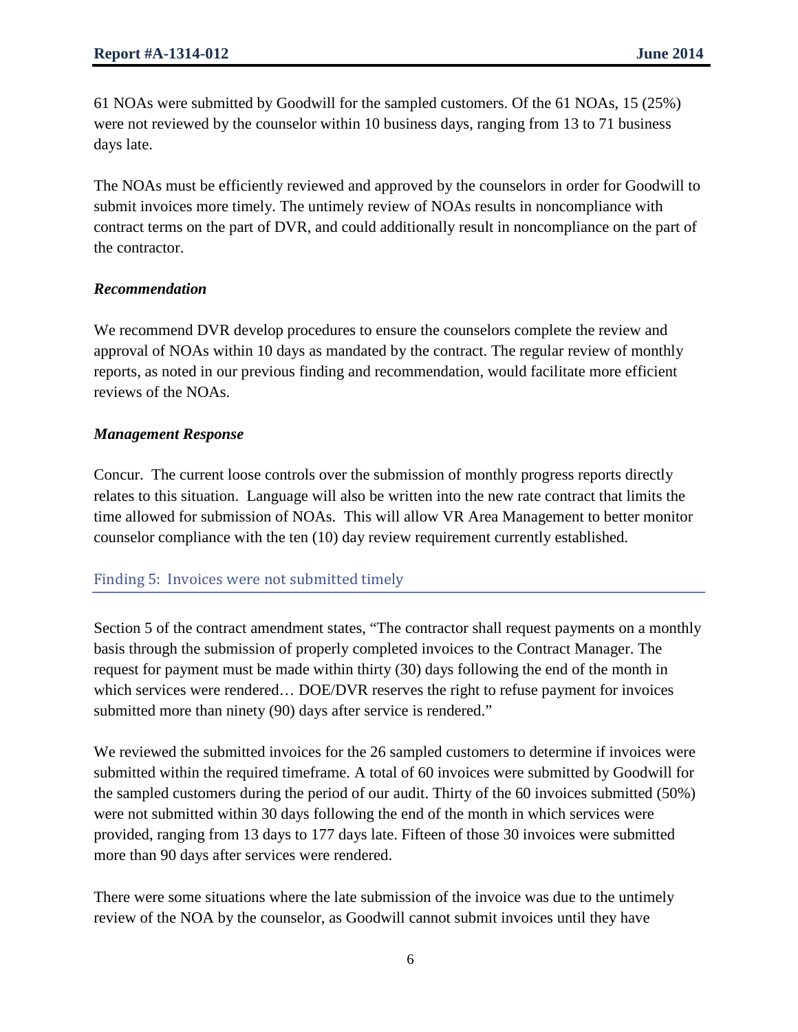61 NOAs were submitted by Goodwill for the sampled customers. Of the 61 NOAs, 15 (25%) were not reviewed by the counselor within 10 business days, ranging from 13 to 71 business days late.

The NOAs must be efficiently reviewed and approved by the counselors in order for Goodwill to submit invoices more timely. The untimely review of NOAs results in noncompliance with contract terms on the part of DVR, and could additionally result in noncompliance on the part of the contractor.

### *Recommendation*

We recommend DVR develop procedures to ensure the counselors complete the review and approval of NOAs within 10 days as mandated by the contract. The regular review of monthly reports, as noted in our previous finding and recommendation, would facilitate more efficient reviews of the NOAs.

### *Management Response*

Concur. The current loose controls over the submission of monthly progress reports directly relates to this situation. Language will also be written into the new rate contract that limits the time allowed for submission of NOAs. This will allow VR Area Management to better monitor counselor compliance with the ten (10) day review requirement currently established.

## Finding 5: Invoices were not submitted timely

Section 5 of the contract amendment states, "The contractor shall request payments on a monthly basis through the submission of properly completed invoices to the Contract Manager. The request for payment must be made within thirty (30) days following the end of the month in which services were rendered… DOE/DVR reserves the right to refuse payment for invoices submitted more than ninety (90) days after service is rendered."

We reviewed the submitted invoices for the 26 sampled customers to determine if invoices were submitted within the required timeframe. A total of 60 invoices were submitted by Goodwill for the sampled customers during the period of our audit. Thirty of the 60 invoices submitted (50%) were not submitted within 30 days following the end of the month in which services were provided, ranging from 13 days to 177 days late. Fifteen of those 30 invoices were submitted more than 90 days after services were rendered.

There were some situations where the late submission of the invoice was due to the untimely review of the NOA by the counselor, as Goodwill cannot submit invoices until they have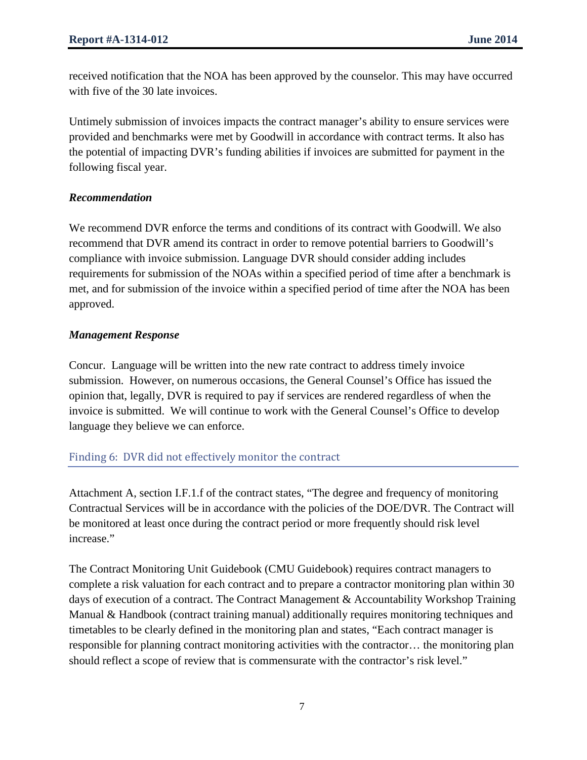received notification that the NOA has been approved by the counselor. This may have occurred with five of the 30 late invoices.

Untimely submission of invoices impacts the contract manager's ability to ensure services were provided and benchmarks were met by Goodwill in accordance with contract terms. It also has the potential of impacting DVR's funding abilities if invoices are submitted for payment in the following fiscal year.

***Recommendation***

We recommend DVR enforce the terms and conditions of its contract with Goodwill. We also recommend that DVR amend its contract in order to remove potential barriers to Goodwill's compliance with invoice submission. Language DVR should consider adding includes requirements for submission of the NOAs within a specified period of time after a benchmark is met, and for submission of the invoice within a specified period of time after the NOA has been approved.

***Management Response***

Concur. Language will be written into the new rate contract to address timely invoice submission. However, on numerous occasions, the General Counsel's Office has issued the opinion that, legally, DVR is required to pay if services are rendered regardless of when the invoice is submitted. We will continue to work with the General Counsel's Office to develop language they believe we can enforce.

## Finding 6: DVR did not effectively monitor the contract

Attachment A, section I.F.1.f of the contract states, "The degree and frequency of monitoring Contractual Services will be in accordance with the policies of the DOE/DVR. The Contract will be monitored at least once during the contract period or more frequently should risk level increase."

The Contract Monitoring Unit Guidebook (CMU Guidebook) requires contract managers to complete a risk valuation for each contract and to prepare a contractor monitoring plan within 30 days of execution of a contract. The Contract Management & Accountability Workshop Training Manual & Handbook (contract training manual) additionally requires monitoring techniques and timetables to be clearly defined in the monitoring plan and states, "Each contract manager is responsible for planning contract monitoring activities with the contractor… the monitoring plan should reflect a scope of review that is commensurate with the contractor's risk level."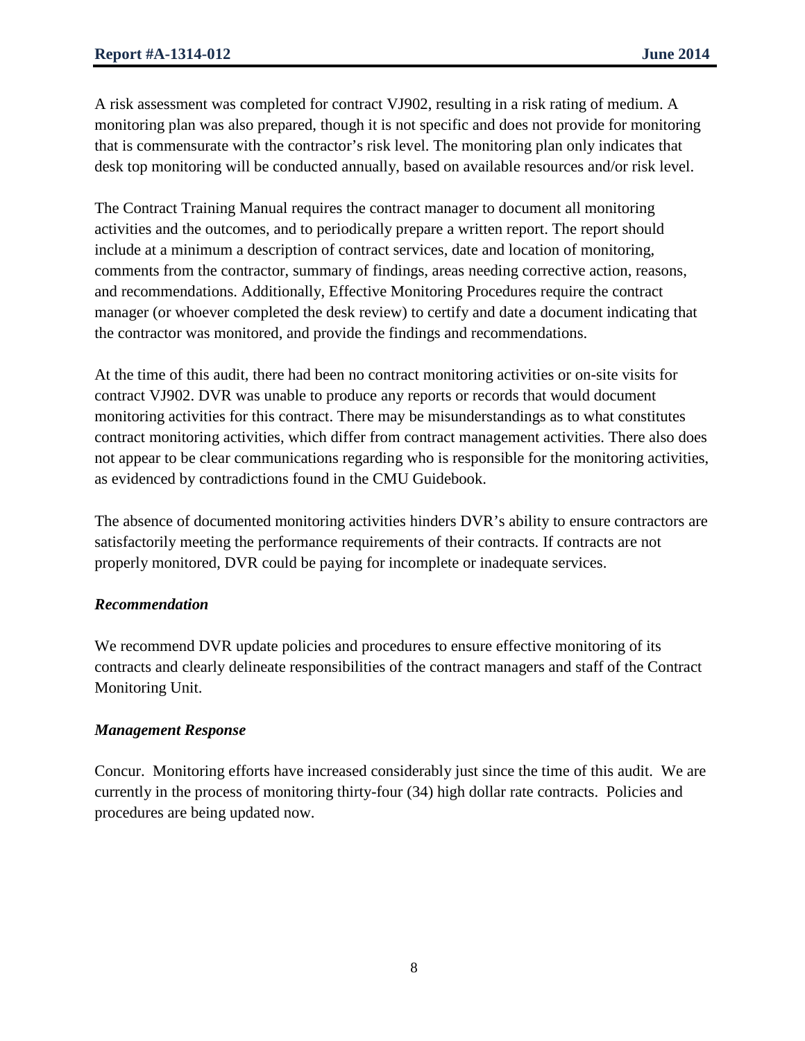A risk assessment was completed for contract VJ902, resulting in a risk rating of medium. A monitoring plan was also prepared, though it is not specific and does not provide for monitoring that is commensurate with the contractor's risk level. The monitoring plan only indicates that desk top monitoring will be conducted annually, based on available resources and/or risk level.

The Contract Training Manual requires the contract manager to document all monitoring activities and the outcomes, and to periodically prepare a written report. The report should include at a minimum a description of contract services, date and location of monitoring, comments from the contractor, summary of findings, areas needing corrective action, reasons, and recommendations. Additionally, Effective Monitoring Procedures require the contract manager (or whoever completed the desk review) to certify and date a document indicating that the contractor was monitored, and provide the findings and recommendations.

At the time of this audit, there had been no contract monitoring activities or on-site visits for contract VJ902. DVR was unable to produce any reports or records that would document monitoring activities for this contract. There may be misunderstandings as to what constitutes contract monitoring activities, which differ from contract management activities. There also does not appear to be clear communications regarding who is responsible for the monitoring activities, as evidenced by contradictions found in the CMU Guidebook.

The absence of documented monitoring activities hinders DVR's ability to ensure contractors are satisfactorily meeting the performance requirements of their contracts. If contracts are not properly monitored, DVR could be paying for incomplete or inadequate services.

### *Recommendation*

We recommend DVR update policies and procedures to ensure effective monitoring of its contracts and clearly delineate responsibilities of the contract managers and staff of the Contract Monitoring Unit.

### *Management Response*

Concur. Monitoring efforts have increased considerably just since the time of this audit. We are currently in the process of monitoring thirty-four (34) high dollar rate contracts. Policies and procedures are being updated now.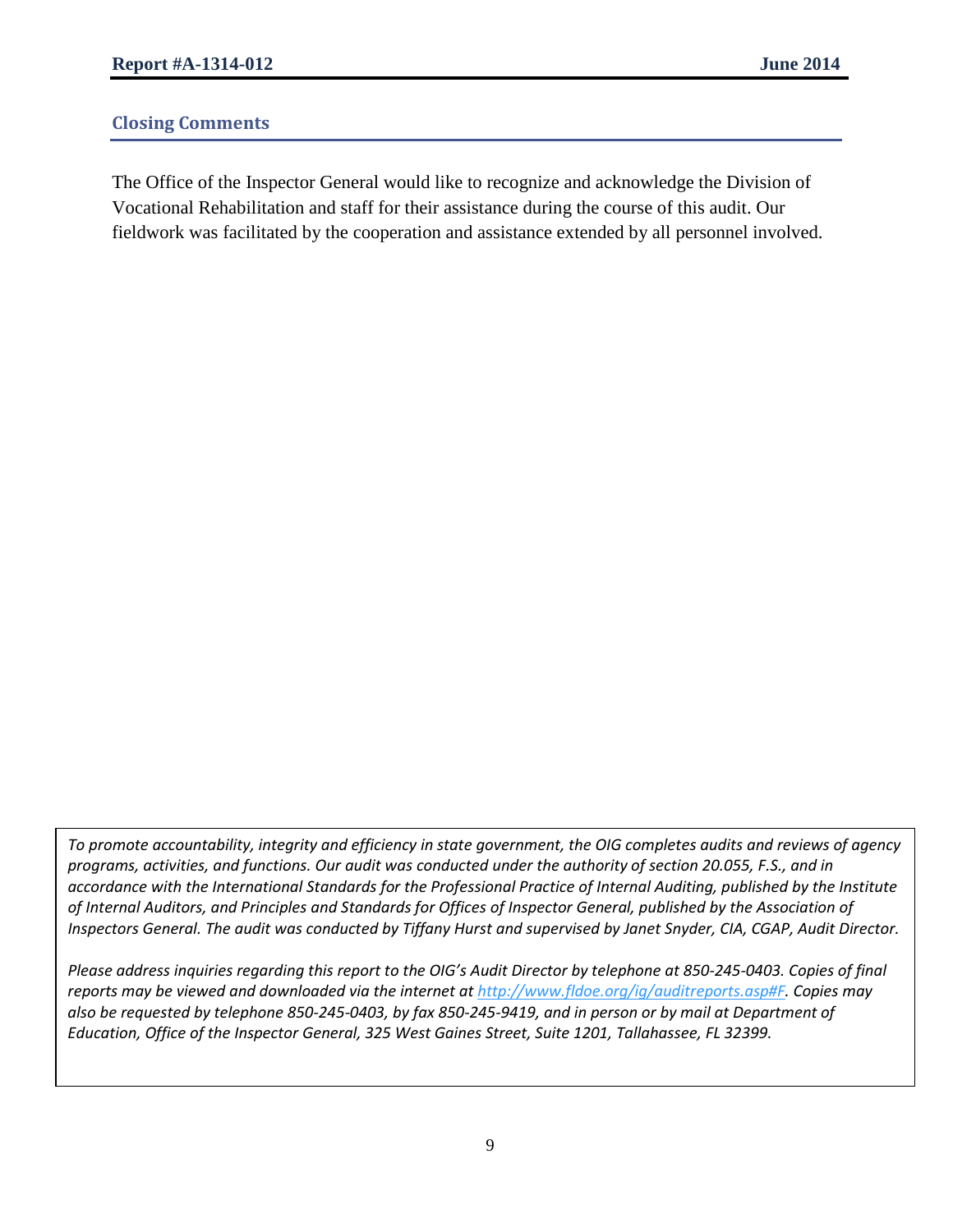## Closing Comments

The Office of the Inspector General would like to recognize and acknowledge the Division of Vocational Rehabilitation and staff for their assistance during the course of this audit. Our fieldwork was facilitated by the cooperation and assistance extended by all personnel involved.

*To promote accountability, integrity and efficiency in state government, the OIG completes audits and reviews of agency programs, activities, and functions. Our audit was conducted under the authority of section 20.055, F.S., and in accordance with the International Standards for the Professional Practice of Internal Auditing, published by the Institute of Internal Auditors, and Principles and Standards for Offices of Inspector General, published by the Association of Inspectors General. The audit was conducted by Tiffany Hurst and supervised by Janet Snyder, CIA, CGAP, Audit Director.*

*Please address inquiries regarding this report to the OIG's Audit Director by telephone at 850-245-0403. Copies of final reports may be viewed and downloaded via the internet at [http://www.fldoe.org/ig/auditreports.asp#F](http://www.fldoe.org/ig/auditreports.asp#F). Copies may also be requested by telephone 850-245-0403, by fax 850-245-9419, and in person or by mail at Department of Education, Office of the Inspector General, 325 West Gaines Street, Suite 1201, Tallahassee, FL 32399.*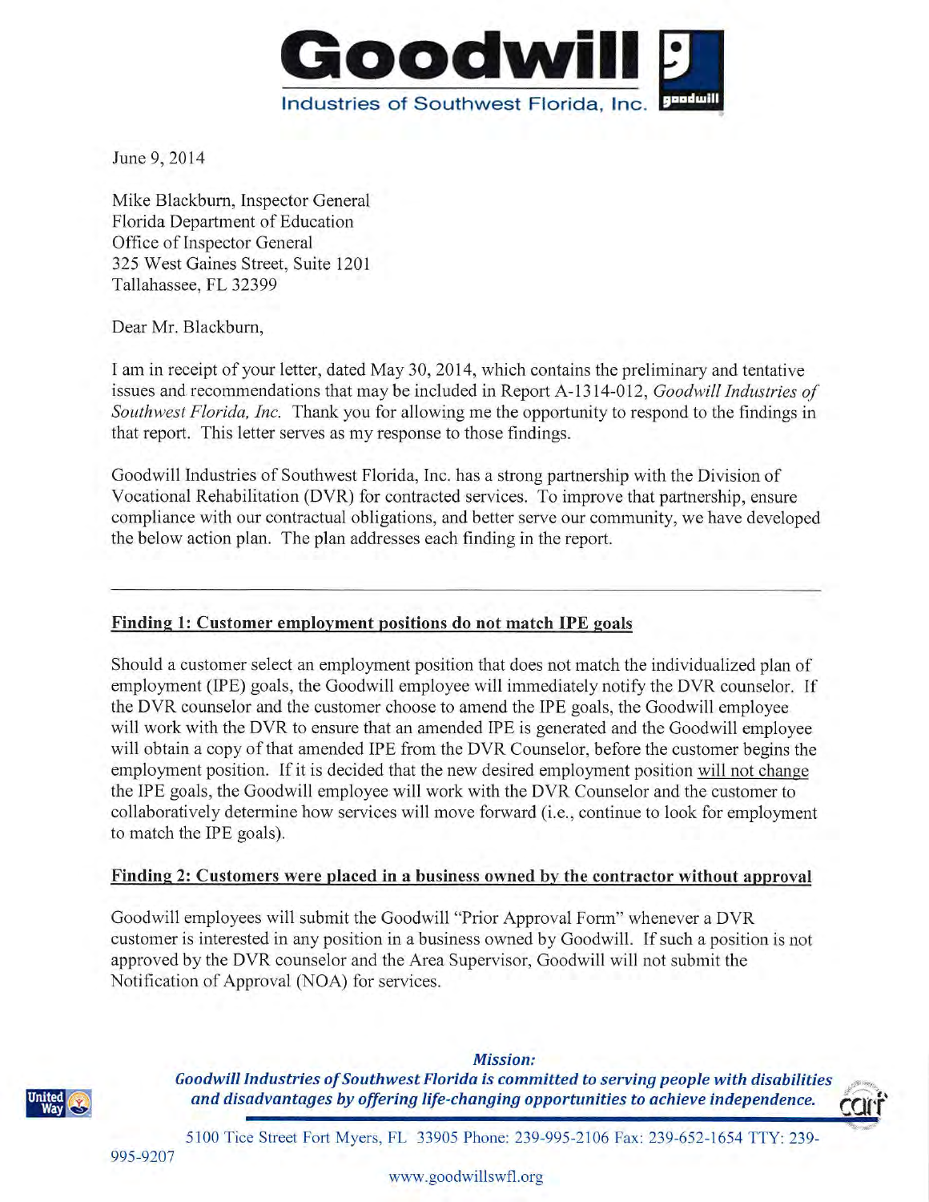**Goodwill**
Industries of Southwest Florida, Inc.

June 9, 2014

Mike Blackburn, Inspector General
Florida Department of Education
Office of Inspector General
325 West Gaines Street, Suite 1201
Tallahassee, FL 32399

Dear Mr. Blackburn,

I am in receipt of your letter, dated May 30, 2014, which contains the preliminary and tentative issues and recommendations that may be included in Report A-1314-012, *Goodwill Industries of Southwest Florida, Inc.* Thank you for allowing me the opportunity to respond to the findings in that report. This letter serves as my response to those findings.

Goodwill Industries of Southwest Florida, Inc. has a strong partnership with the Division of Vocational Rehabilitation (DVR) for contracted services. To improve that partnership, ensure compliance with our contractual obligations, and better serve our community, we have developed the below action plan. The plan addresses each finding in the report.

---

**Finding 1: Customer employment positions do not match IPE goals**

Should a customer select an employment position that does not match the individualized plan of employment (IPE) goals, the Goodwill employee will immediately notify the DVR counselor. If the DVR counselor and the customer choose to amend the IPE goals, the Goodwill employee will work with the DVR to ensure that an amended IPE is generated and the Goodwill employee will obtain a copy of that amended IPE from the DVR Counselor, before the customer begins the employment position. If it is decided that the new desired employment position will not change the IPE goals, the Goodwill employee will work with the DVR Counselor and the customer to collaboratively determine how services will move forward (i.e., continue to look for employment to match the IPE goals).

**Finding 2: Customers were placed in a business owned by the contractor without approval**

Goodwill employees will submit the Goodwill "Prior Approval Form" whenever a DVR customer is interested in any position in a business owned by Goodwill. If such a position is not approved by the DVR counselor and the Area Supervisor, Goodwill will not submit the Notification of Approval (NOA) for services.

***Mission:***
***Goodwill Industries of Southwest Florida is committed to serving people with disabilities and disadvantages by offering life-changing opportunities to achieve independence.***

5100 Tice Street Fort Myers, FL 33905 Phone: 239-995-2106 Fax: 239-652-1654 TTY: 239-995-9207

www.goodwillswfl.org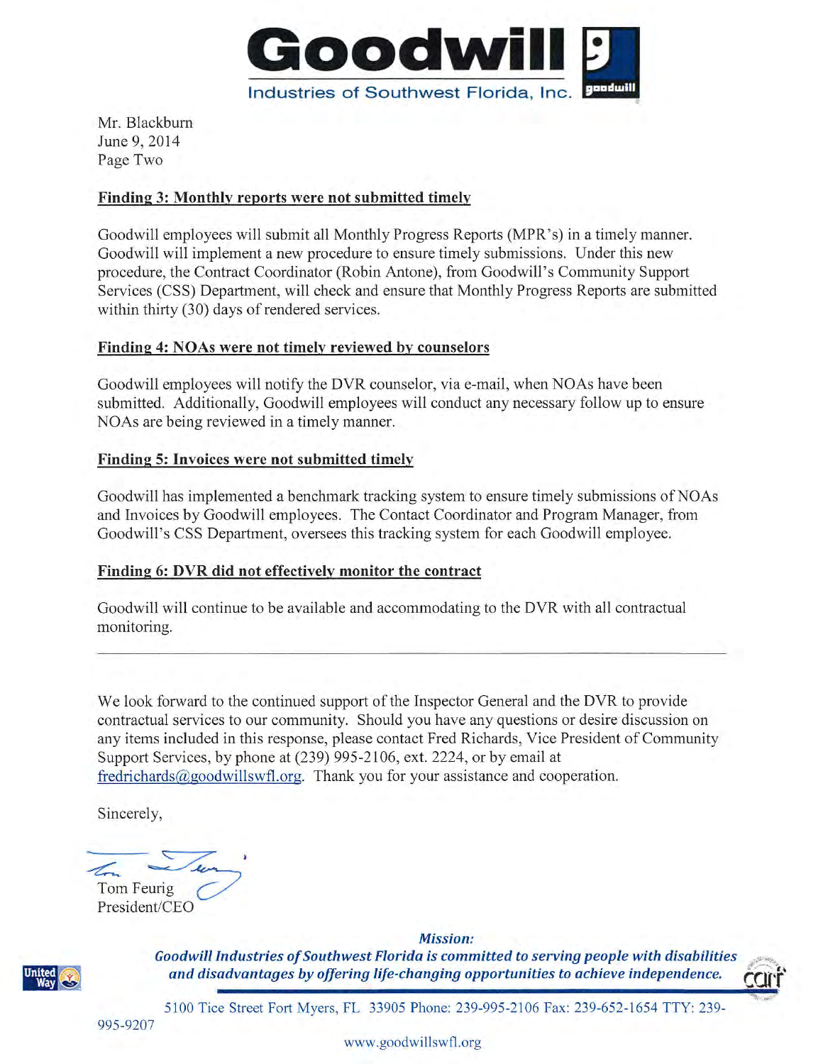Mr. Blackburn
June 9, 2014
Page Two

**Finding 3: Monthly reports were not submitted timely**

Goodwill employees will submit all Monthly Progress Reports (MPR's) in a timely manner. Goodwill will implement a new procedure to ensure timely submissions. Under this new procedure, the Contract Coordinator (Robin Antone), from Goodwill's Community Support Services (CSS) Department, will check and ensure that Monthly Progress Reports are submitted within thirty (30) days of rendered services.

**Finding 4: NOAs were not timely reviewed by counselors**

Goodwill employees will notify the DVR counselor, via e-mail, when NOAs have been submitted. Additionally, Goodwill employees will conduct any necessary follow up to ensure NOAs are being reviewed in a timely manner.

**Finding 5: Invoices were not submitted timely**

Goodwill has implemented a benchmark tracking system to ensure timely submissions of NOAs and Invoices by Goodwill employees. The Contact Coordinator and Program Manager, from Goodwill's CSS Department, oversees this tracking system for each Goodwill employee.

**Finding 6: DVR did not effectively monitor the contract**

Goodwill will continue to be available and accommodating to the DVR with all contractual monitoring.

---

We look forward to the continued support of the Inspector General and the DVR to provide contractual services to our community. Should you have any questions or desire discussion on any items included in this response, please contact Fred Richards, Vice President of Community Support Services, by phone at (239) 995-2106, ext. 2224, or by email at fredrichards@goodwillswfl.org. Thank you for your assistance and cooperation.

Sincerely,

Tom Feurig
President/CEO

***Mission:***
***Goodwill Industries of Southwest Florida is committed to serving people with disabilities and disadvantages by offering life-changing opportunities to achieve independence.***

5100 Tice Street Fort Myers, FL 33905 Phone: 239-995-2106 Fax: 239-652-1654 TTY: 239-995-9207

www.goodwillswfl.org